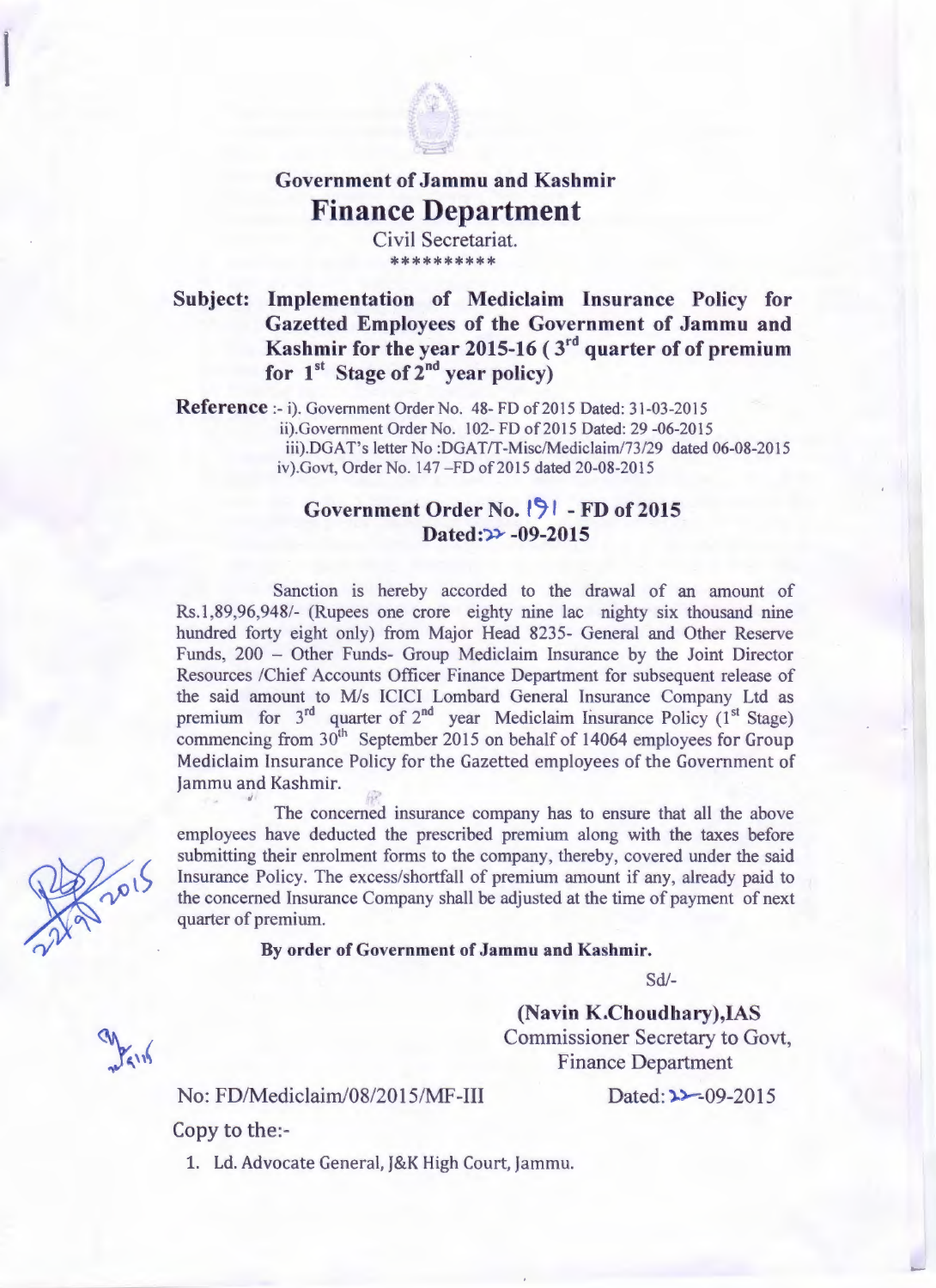**Government of Jammu and Kashmir**

# Finance Department

Civil Secretariat.

**********

**Subject: Implementation of Mediclaim Insurance Policy for Gazetted Employees of the Government of Jammu and Kashmir for the year 2015-16 ( 3rd quarter of of premium for 1st Stage of 2nd year policy)**

**Reference** :- i). Government Order No. 48- FD of 2015 Dated: 31-03-2015
ii).Government Order No. 102- FD of 2015 Dated: 29 -06-2015
iii).DGAT's letter No :DGAT/T-Misc/Mediclaim/73/29 dated 06-08-2015
iv).Govt, Order No. 147 –FD of 2015 dated 20-08-2015

**Government Order No. 191 - FD of 2015**
**Dated:22 -09-2015**

Sanction is hereby accorded to the drawal of an amount of Rs.1,89,96,948/- (Rupees one crore eighty nine lac nighty six thousand nine hundred forty eight only) from Major Head 8235- General and Other Reserve Funds, 200 – Other Funds- Group Mediclaim Insurance by the Joint Director Resources /Chief Accounts Officer Finance Department for subsequent release of the said amount to M/s ICICI Lombard General Insurance Company Ltd as premium for 3rd quarter of 2nd year Mediclaim Insurance Policy (1st Stage) commencing from 30th September 2015 on behalf of 14064 employees for Group Mediclaim Insurance Policy for the Gazetted employees of the Government of Jammu and Kashmir.

The concerned insurance company has to ensure that all the above employees have deducted the prescribed premium along with the taxes before submitting their enrolment forms to the company, thereby, covered under the said Insurance Policy. The excess/shortfall of premium amount if any, already paid to the concerned Insurance Company shall be adjusted at the time of payment of next quarter of premium.

**By order of Government of Jammu and Kashmir.**

Sd/-

**(Navin K.Choudhary),IAS**
Commissioner Secretary to Govt,
Finance Department

No: FD/Mediclaim/08/2015/MF-III Dated: 22-09-2015

Copy to the:-

1. Ld. Advocate General, J&K High Court, Jammu.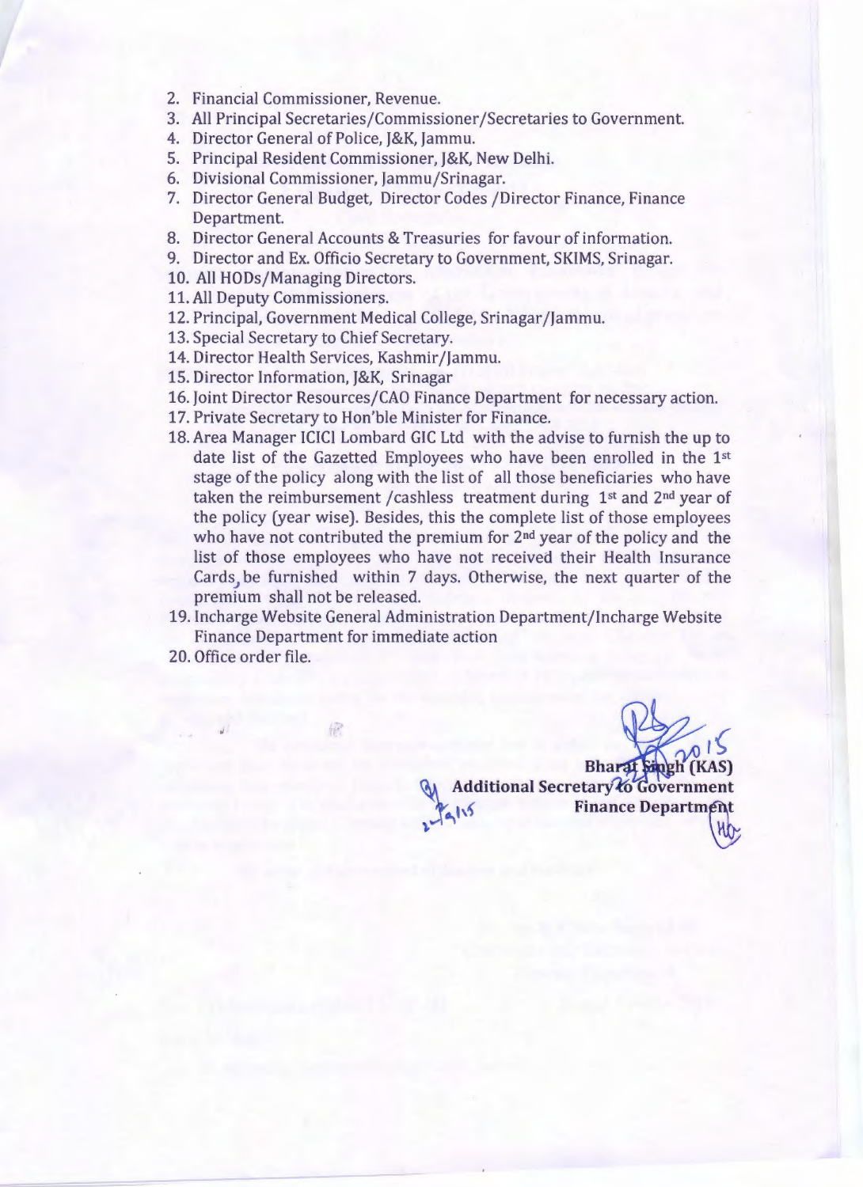2. Financial Commissioner, Revenue.
3. All Principal Secretaries/Commissioner/Secretaries to Government.
4. Director General of Police, J&K, Jammu.
5. Principal Resident Commissioner, J&K, New Delhi.
6. Divisional Commissioner, Jammu/Srinagar.
7. Director General Budget, Director Codes /Director Finance, Finance Department.
8. Director General Accounts & Treasuries for favour of information.
9. Director and Ex. Officio Secretary to Government, SKIMS, Srinagar.
10. All HODs/Managing Directors.
11. All Deputy Commissioners.
12. Principal, Government Medical College, Srinagar/Jammu.
13. Special Secretary to Chief Secretary.
14. Director Health Services, Kashmir/Jammu.
15. Director Information, J&K, Srinagar
16. Joint Director Resources/CAO Finance Department for necessary action.
17. Private Secretary to Hon'ble Minister for Finance.
18. Area Manager ICICI Lombard GIC Ltd with the advise to furnish the up to date list of the Gazetted Employees who have been enrolled in the 1st stage of the policy along with the list of all those beneficiaries who have taken the reimbursement /cashless treatment during 1st and 2nd year of the policy (year wise). Besides, this the complete list of those employees who have not contributed the premium for 2nd year of the policy and the list of those employees who have not received their Health Insurance Cards, be furnished within 7 days. Otherwise, the next quarter of the premium shall not be released.
19. Incharge Website General Administration Department/Incharge Website Finance Department for immediate action
20. Office order file.

**Bharat Singh (KAS)**
**Additional Secretary to Government**
**Finance Department**